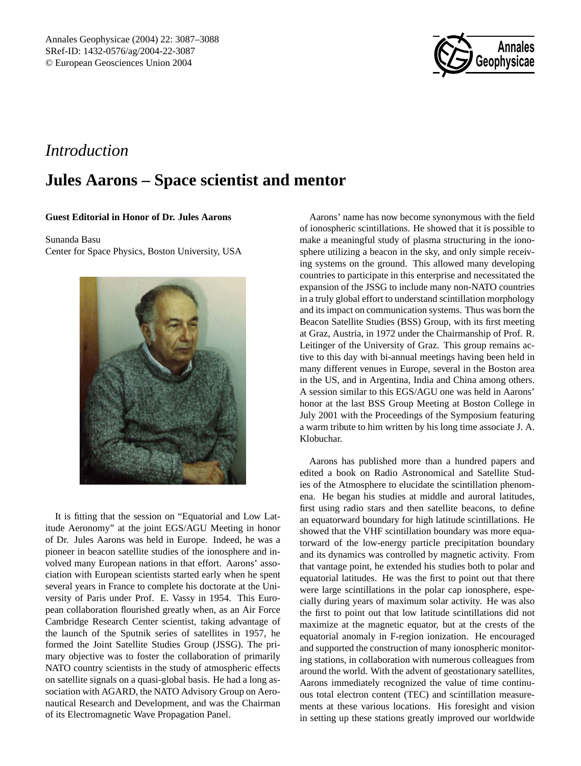*Introduction*

# Jules Aarons – Space scientist and mentor

**Guest Editorial in Honor of Dr. Jules Aarons**

Sunanda Basu
Center for Space Physics, Boston University, USA

It is fitting that the session on "Equatorial and Low Latitude Aeronomy" at the joint EGS/AGU Meeting in honor of Dr. Jules Aarons was held in Europe. Indeed, he was a pioneer in beacon satellite studies of the ionosphere and involved many European nations in that effort. Aarons' association with European scientists started early when he spent several years in France to complete his doctorate at the University of Paris under Prof. E. Vassy in 1954. This European collaboration flourished greatly when, as an Air Force Cambridge Research Center scientist, taking advantage of the launch of the Sputnik series of satellites in 1957, he formed the Joint Satellite Studies Group (JSSG). The primary objective was to foster the collaboration of primarily NATO country scientists in the study of atmospheric effects on satellite signals on a quasi-global basis. He had a long association with AGARD, the NATO Advisory Group on Aeronautical Research and Development, and was the Chairman of its Electromagnetic Wave Propagation Panel.

Aarons' name has now become synonymous with the field of ionospheric scintillations. He showed that it is possible to make a meaningful study of plasma structuring in the ionosphere utilizing a beacon in the sky, and only simple receiving systems on the ground. This allowed many developing countries to participate in this enterprise and necessitated the expansion of the JSSG to include many non-NATO countries in a truly global effort to understand scintillation morphology and its impact on communication systems. Thus was born the Beacon Satellite Studies (BSS) Group, with its first meeting at Graz, Austria, in 1972 under the Chairmanship of Prof. R. Leitinger of the University of Graz. This group remains active to this day with bi-annual meetings having been held in many different venues in Europe, several in the Boston area in the US, and in Argentina, India and China among others. A session similar to this EGS/AGU one was held in Aarons' honor at the last BSS Group Meeting at Boston College in July 2001 with the Proceedings of the Symposium featuring a warm tribute to him written by his long time associate J. A. Klobuchar.

Aarons has published more than a hundred papers and edited a book on Radio Astronomical and Satellite Studies of the Atmosphere to elucidate the scintillation phenomena. He began his studies at middle and auroral latitudes, first using radio stars and then satellite beacons, to define an equatorward boundary for high latitude scintillations. He showed that the VHF scintillation boundary was more equatorward of the low-energy particle precipitation boundary and its dynamics was controlled by magnetic activity. From that vantage point, he extended his studies both to polar and equatorial latitudes. He was the first to point out that there were large scintillations in the polar cap ionosphere, especially during years of maximum solar activity. He was also the first to point out that low latitude scintillations did not maximize at the magnetic equator, but at the crests of the equatorial anomaly in F-region ionization. He encouraged and supported the construction of many ionospheric monitoring stations, in collaboration with numerous colleagues from around the world. With the advent of geostationary satellites, Aarons immediately recognized the value of time continuous total electron content (TEC) and scintillation measurements at these various locations. His foresight and vision in setting up these stations greatly improved our worldwide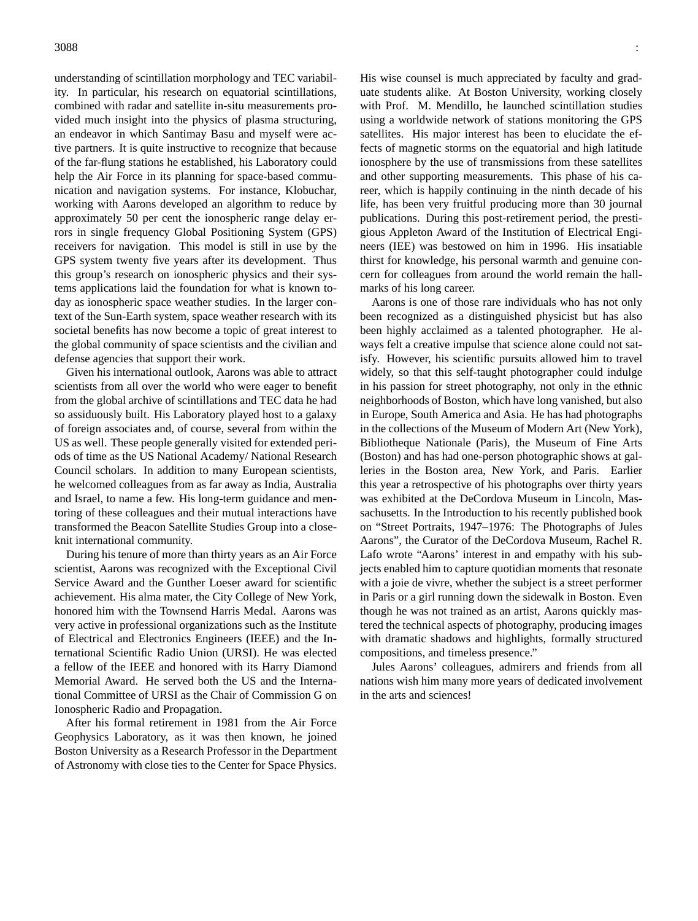understanding of scintillation morphology and TEC variability. In particular, his research on equatorial scintillations, combined with radar and satellite in-situ measurements provided much insight into the physics of plasma structuring, an endeavor in which Santimay Basu and myself were active partners. It is quite instructive to recognize that because of the far-flung stations he established, his Laboratory could help the Air Force in its planning for space-based communication and navigation systems. For instance, Klobuchar, working with Aarons developed an algorithm to reduce by approximately 50 per cent the ionospheric range delay errors in single frequency Global Positioning System (GPS) receivers for navigation. This model is still in use by the GPS system twenty five years after its development. Thus this group's research on ionospheric physics and their systems applications laid the foundation for what is known today as ionospheric space weather studies. In the larger context of the Sun-Earth system, space weather research with its societal benefits has now become a topic of great interest to the global community of space scientists and the civilian and defense agencies that support their work.

Given his international outlook, Aarons was able to attract scientists from all over the world who were eager to benefit from the global archive of scintillations and TEC data he had so assiduously built. His Laboratory played host to a galaxy of foreign associates and, of course, several from within the US as well. These people generally visited for extended periods of time as the US National Academy/ National Research Council scholars. In addition to many European scientists, he welcomed colleagues from as far away as India, Australia and Israel, to name a few. His long-term guidance and mentoring of these colleagues and their mutual interactions have transformed the Beacon Satellite Studies Group into a close-knit international community.

During his tenure of more than thirty years as an Air Force scientist, Aarons was recognized with the Exceptional Civil Service Award and the Gunther Loeser award for scientific achievement. His alma mater, the City College of New York, honored him with the Townsend Harris Medal. Aarons was very active in professional organizations such as the Institute of Electrical and Electronics Engineers (IEEE) and the International Scientific Radio Union (URSI). He was elected a fellow of the IEEE and honored with its Harry Diamond Memorial Award. He served both the US and the International Committee of URSI as the Chair of Commission G on Ionospheric Radio and Propagation.

After his formal retirement in 1981 from the Air Force Geophysics Laboratory, as it was then known, he joined Boston University as a Research Professor in the Department of Astronomy with close ties to the Center for Space Physics. His wise counsel is much appreciated by faculty and graduate students alike. At Boston University, working closely with Prof. M. Mendillo, he launched scintillation studies using a worldwide network of stations monitoring the GPS satellites. His major interest has been to elucidate the effects of magnetic storms on the equatorial and high latitude ionosphere by the use of transmissions from these satellites and other supporting measurements. This phase of his career, which is happily continuing in the ninth decade of his life, has been very fruitful producing more than 30 journal publications. During this post-retirement period, the prestigious Appleton Award of the Institution of Electrical Engineers (IEE) was bestowed on him in 1996. His insatiable thirst for knowledge, his personal warmth and genuine concern for colleagues from around the world remain the hallmarks of his long career.

Aarons is one of those rare individuals who has not only been recognized as a distinguished physicist but has also been highly acclaimed as a talented photographer. He always felt a creative impulse that science alone could not satisfy. However, his scientific pursuits allowed him to travel widely, so that this self-taught photographer could indulge in his passion for street photography, not only in the ethnic neighborhoods of Boston, which have long vanished, but also in Europe, South America and Asia. He has had photographs in the collections of the Museum of Modern Art (New York), Bibliotheque Nationale (Paris), the Museum of Fine Arts (Boston) and has had one-person photographic shows at galleries in the Boston area, New York, and Paris. Earlier this year a retrospective of his photographs over thirty years was exhibited at the DeCordova Museum in Lincoln, Massachusetts. In the Introduction to his recently published book on "Street Portraits, 1947–1976: The Photographs of Jules Aarons", the Curator of the DeCordova Museum, Rachel R. Lafo wrote "Aarons' interest in and empathy with his subjects enabled him to capture quotidian moments that resonate with a joie de vivre, whether the subject is a street performer in Paris or a girl running down the sidewalk in Boston. Even though he was not trained as an artist, Aarons quickly mastered the technical aspects of photography, producing images with dramatic shadows and highlights, formally structured compositions, and timeless presence."

Jules Aarons' colleagues, admirers and friends from all nations wish him many more years of dedicated involvement in the arts and sciences!